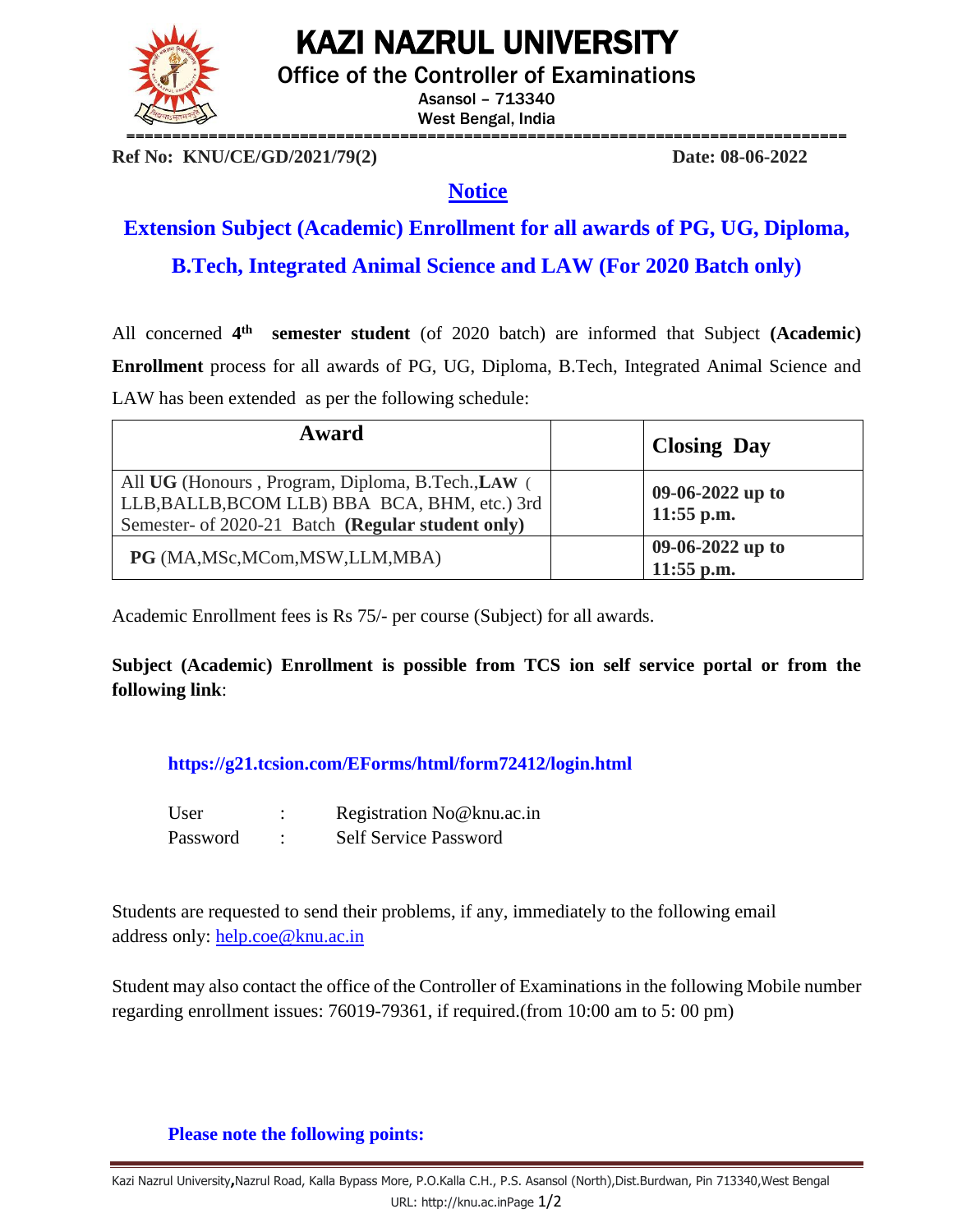# KAZI NAZRUL UNIVERSITY

Office of the Controller of Examinations

Asansol – 713340

West Bengal, India

**Ref No: KNU/CE/GD/2021/79(2)** **Date: 08-06-2022**

## Notice

### Extension Subject (Academic) Enrollment for all awards of PG, UG, Diploma, B.Tech, Integrated Animal Science and LAW (For 2020 Batch only)

All concerned **4th semester student** (of 2020 batch) are informed that Subject **(Academic) Enrollment** process for all awards of PG, UG, Diploma, B.Tech, Integrated Animal Science and LAW has been extended as per the following schedule:

| Award | | Closing Day |
|---|---|---|
| All **UG** (Honours , Program, Diploma, B.Tech.,**LAW** ( LLB,BALLB,BCOM LLB) BBA BCA, BHM, etc.) 3rd Semester- of 2020-21 Batch **(Regular student only)** | | **09-06-2022 up to 11:55 p.m.** |
| **PG** (MA,MSc,MCom,MSW,LLM,MBA) | | **09-06-2022 up to 11:55 p.m.** |

Academic Enrollment fees is Rs 75/- per course (Subject) for all awards.

**Subject (Academic) Enrollment is possible from TCS ion self service portal or from the following link**:

**https://g21.tcsion.com/EForms/html/form72412/login.html**

User : Registration No@knu.ac.in

Password : Self Service Password

Students are requested to send their problems, if any, immediately to the following email address only: help.coe@knu.ac.in

Student may also contact the office of the Controller of Examinations in the following Mobile number regarding enrollment issues: 76019-79361, if required.(from 10:00 am to 5: 00 pm)

**Please note the following points:**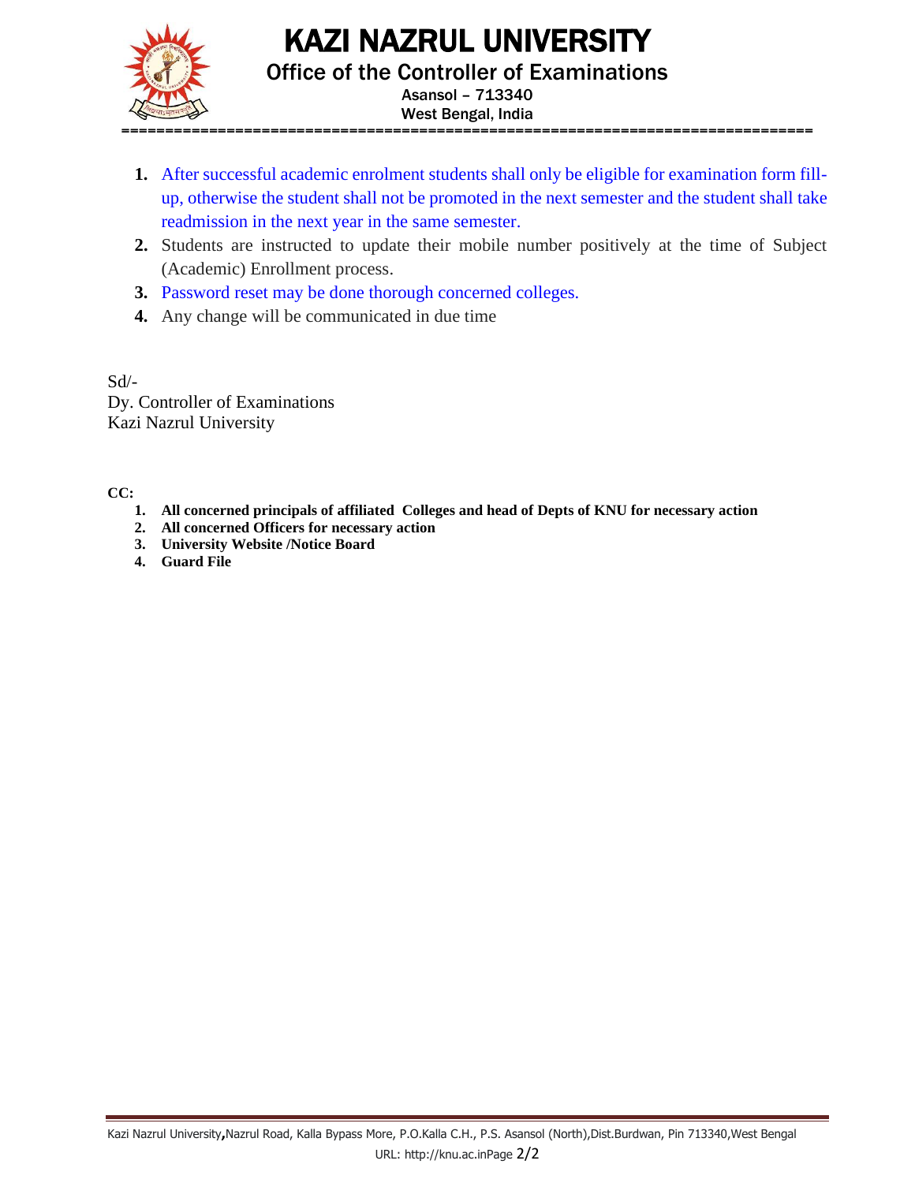1. After successful academic enrolment students shall only be eligible for examination form fill-up, otherwise the student shall not be promoted in the next semester and the student shall take readmission in the next year in the same semester.
2. Students are instructed to update their mobile number positively at the time of Subject (Academic) Enrollment process.
3. Password reset may be done thorough concerned colleges.
4. Any change will be communicated in due time

Sd/-
Dy. Controller of Examinations
Kazi Nazrul University

**CC:**

1. **All concerned principals of affiliated Colleges and head of Depts of KNU for necessary action**
2. **All concerned Officers for necessary action**
3. **University Website /Notice Board**
4. **Guard File**